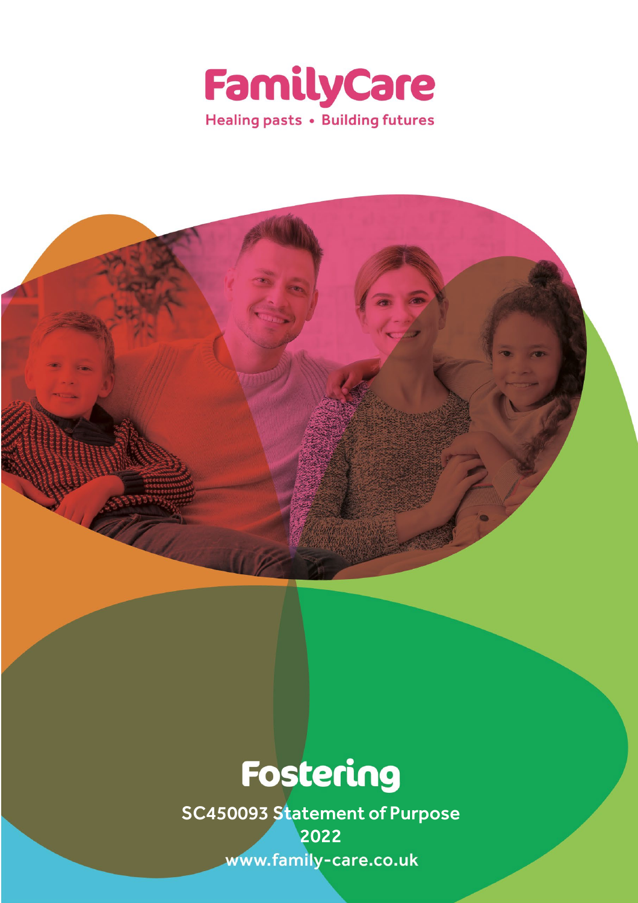# FamilyCare

Healing pasts • Building futures

# Fostering

SC450093 Statement of Purpose

2022

www.family-care.co.uk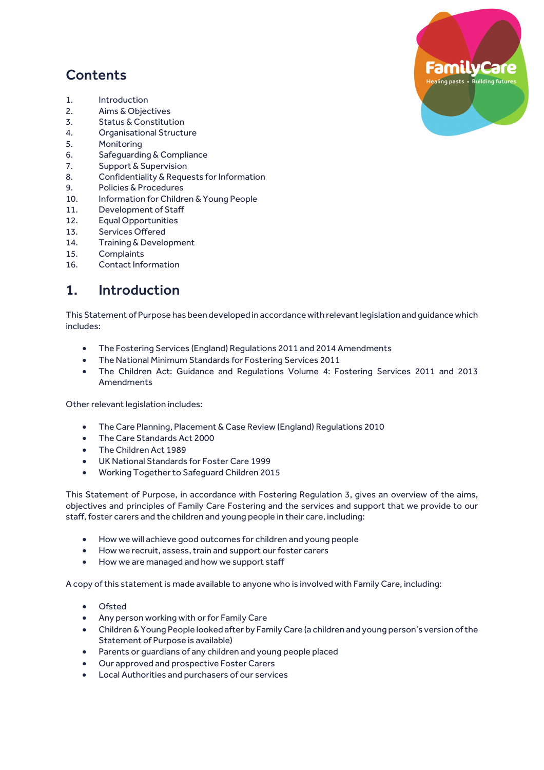## Contents

1. Introduction
2. Aims & Objectives
3. Status & Constitution
4. Organisational Structure
5. Monitoring
6. Safeguarding & Compliance
7. Support & Supervision
8. Confidentiality & Requests for Information
9. Policies & Procedures
10. Information for Children & Young People
11. Development of Staff
12. Equal Opportunities
13. Services Offered
14. Training & Development
15. Complaints
16. Contact Information

## 1. Introduction

This Statement of Purpose has been developed in accordance with relevant legislation and guidance which includes:

- The Fostering Services (England) Regulations 2011 and 2014 Amendments
- The National Minimum Standards for Fostering Services 2011
- The Children Act: Guidance and Regulations Volume 4: Fostering Services 2011 and 2013 Amendments

Other relevant legislation includes:

- The Care Planning, Placement & Case Review (England) Regulations 2010
- The Care Standards Act 2000
- The Children Act 1989
- UK National Standards for Foster Care 1999
- Working Together to Safeguard Children 2015

This Statement of Purpose, in accordance with Fostering Regulation 3, gives an overview of the aims, objectives and principles of Family Care Fostering and the services and support that we provide to our staff, foster carers and the children and young people in their care, including:

- How we will achieve good outcomes for children and young people
- How we recruit, assess, train and support our foster carers
- How we are managed and how we support staff

A copy of this statement is made available to anyone who is involved with Family Care, including:

- Ofsted
- Any person working with or for Family Care
- Children & Young People looked after by Family Care (a children and young person's version of the Statement of Purpose is available)
- Parents or guardians of any children and young people placed
- Our approved and prospective Foster Carers
- Local Authorities and purchasers of our services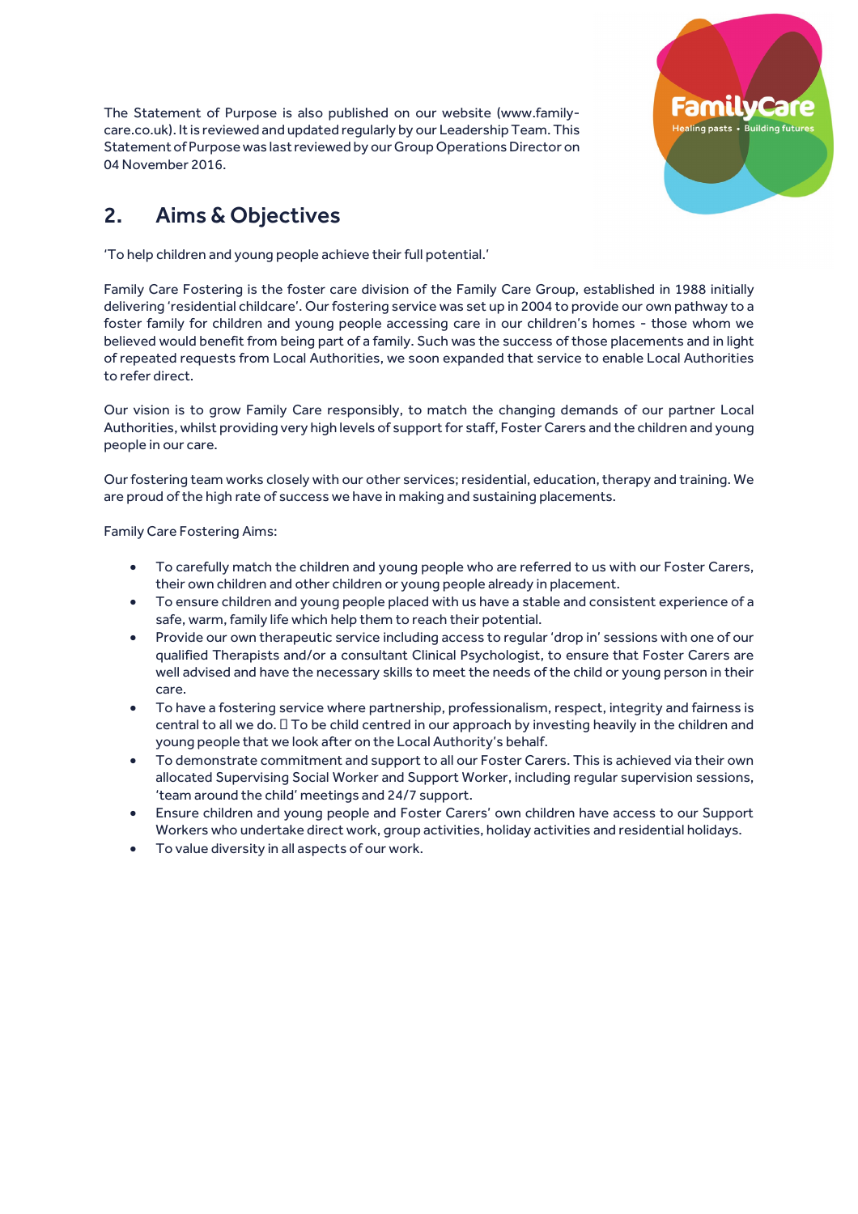The Statement of Purpose is also published on our website (www.family-care.co.uk). It is reviewed and updated regularly by our Leadership Team. This Statement of Purpose was last reviewed by our Group Operations Director on 04 November 2016.

## 2. Aims & Objectives

'To help children and young people achieve their full potential.'

Family Care Fostering is the foster care division of the Family Care Group, established in 1988 initially delivering 'residential childcare'. Our fostering service was set up in 2004 to provide our own pathway to a foster family for children and young people accessing care in our children's homes - those whom we believed would benefit from being part of a family. Such was the success of those placements and in light of repeated requests from Local Authorities, we soon expanded that service to enable Local Authorities to refer direct.

Our vision is to grow Family Care responsibly, to match the changing demands of our partner Local Authorities, whilst providing very high levels of support for staff, Foster Carers and the children and young people in our care.

Our fostering team works closely with our other services; residential, education, therapy and training. We are proud of the high rate of success we have in making and sustaining placements.

Family Care Fostering Aims:

- To carefully match the children and young people who are referred to us with our Foster Carers, their own children and other children or young people already in placement.
- To ensure children and young people placed with us have a stable and consistent experience of a safe, warm, family life which help them to reach their potential.
- Provide our own therapeutic service including access to regular 'drop in' sessions with one of our qualified Therapists and/or a consultant Clinical Psychologist, to ensure that Foster Carers are well advised and have the necessary skills to meet the needs of the child or young person in their care.
- To have a fostering service where partnership, professionalism, respect, integrity and fairness is central to all we do.  To be child centred in our approach by investing heavily in the children and young people that we look after on the Local Authority's behalf.
- To demonstrate commitment and support to all our Foster Carers. This is achieved via their own allocated Supervising Social Worker and Support Worker, including regular supervision sessions, 'team around the child' meetings and 24/7 support.
- Ensure children and young people and Foster Carers' own children have access to our Support Workers who undertake direct work, group activities, holiday activities and residential holidays.
- To value diversity in all aspects of our work.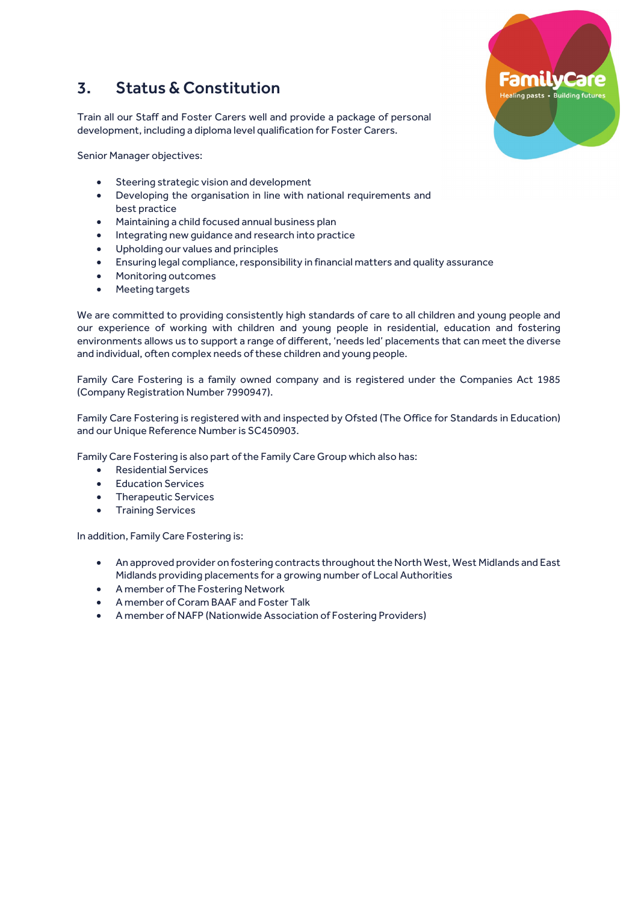## 3. Status & Constitution

Train all our Staff and Foster Carers well and provide a package of personal development, including a diploma level qualification for Foster Carers.

Senior Manager objectives:

- Steering strategic vision and development
- Developing the organisation in line with national requirements and best practice
- Maintaining a child focused annual business plan
- Integrating new guidance and research into practice
- Upholding our values and principles
- Ensuring legal compliance, responsibility in financial matters and quality assurance
- Monitoring outcomes
- Meeting targets

We are committed to providing consistently high standards of care to all children and young people and our experience of working with children and young people in residential, education and fostering environments allows us to support a range of different, 'needs led' placements that can meet the diverse and individual, often complex needs of these children and young people.

Family Care Fostering is a family owned company and is registered under the Companies Act 1985 (Company Registration Number 7990947).

Family Care Fostering is registered with and inspected by Ofsted (The Office for Standards in Education) and our Unique Reference Number is SC450903.

Family Care Fostering is also part of the Family Care Group which also has:

- Residential Services
- Education Services
- Therapeutic Services
- Training Services

In addition, Family Care Fostering is:

- An approved provider on fostering contracts throughout the North West, West Midlands and East Midlands providing placements for a growing number of Local Authorities
- A member of The Fostering Network
- A member of Coram BAAF and Foster Talk
- A member of NAFP (Nationwide Association of Fostering Providers)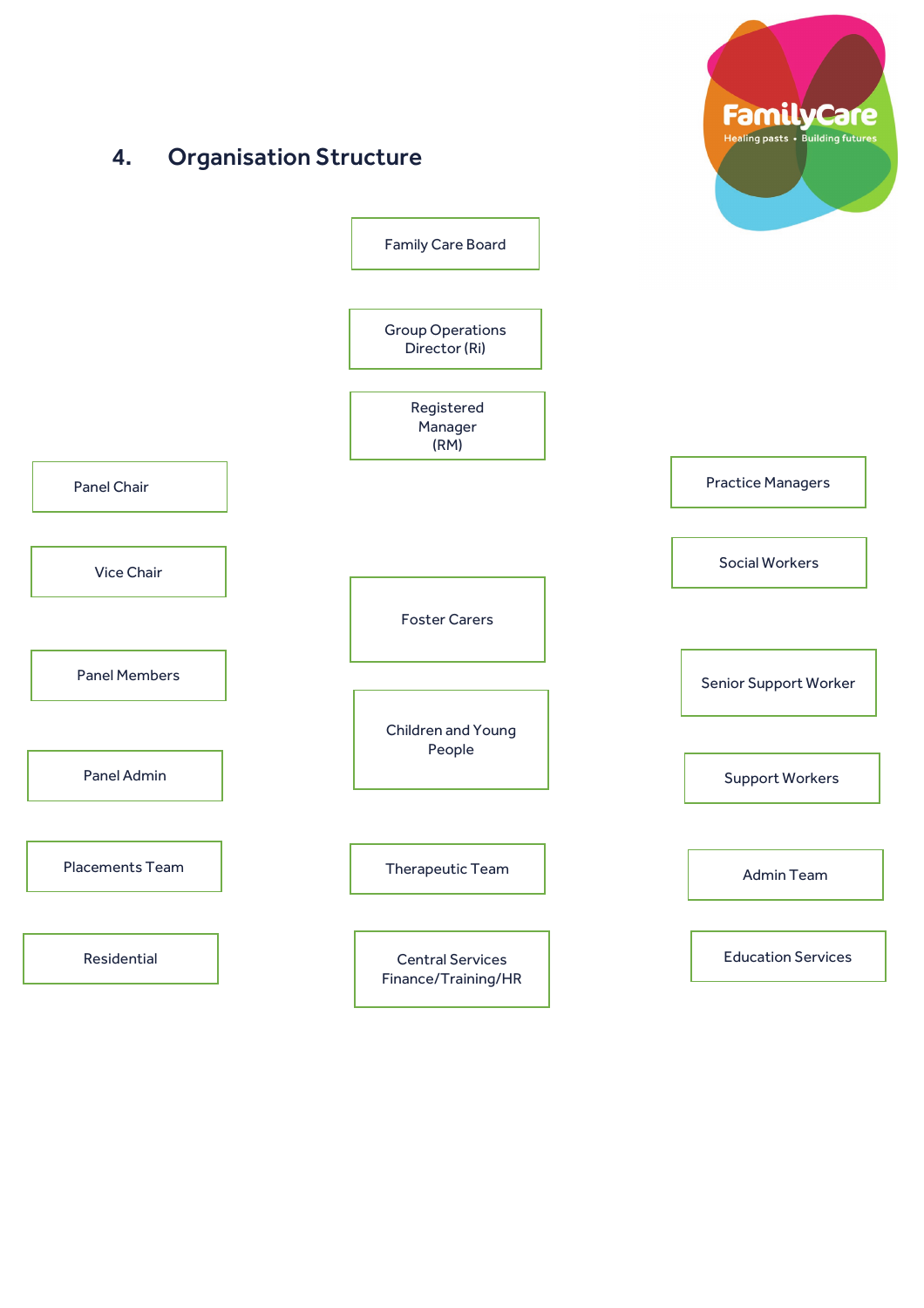## 4. Organisation Structure

Family Care Board

Group Operations Director (Ri)

Registered Manager (RM)

Panel Chair

Vice Chair

Panel Members

Panel Admin

Placements Team

Residential

Foster Carers

Children and Young People

Therapeutic Team

Central Services Finance/Training/HR

Practice Managers

Social Workers

Senior Support Worker

Support Workers

Admin Team

Education Services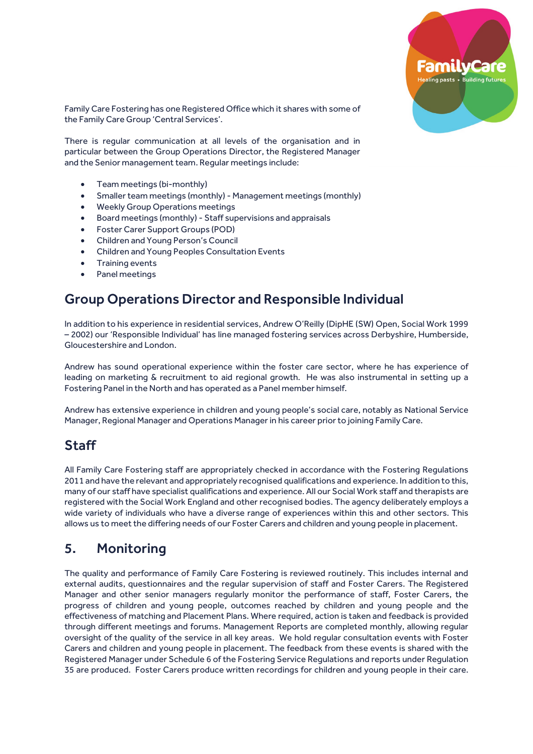Family Care Fostering has one Registered Office which it shares with some of the Family Care Group 'Central Services'.

There is regular communication at all levels of the organisation and in particular between the Group Operations Director, the Registered Manager and the Senior management team. Regular meetings include:

- Team meetings (bi-monthly)
- Smaller team meetings (monthly) - Management meetings (monthly)
- Weekly Group Operations meetings
- Board meetings (monthly) - Staff supervisions and appraisals
- Foster Carer Support Groups (POD)
- Children and Young Person's Council
- Children and Young Peoples Consultation Events
- Training events
- Panel meetings

## Group Operations Director and Responsible Individual

In addition to his experience in residential services, Andrew O'Reilly (DipHE (SW) Open, Social Work 1999 – 2002) our 'Responsible Individual' has line managed fostering services across Derbyshire, Humberside, Gloucestershire and London.

Andrew has sound operational experience within the foster care sector, where he has experience of leading on marketing & recruitment to aid regional growth. He was also instrumental in setting up a Fostering Panel in the North and has operated as a Panel member himself.

Andrew has extensive experience in children and young people's social care, notably as National Service Manager, Regional Manager and Operations Manager in his career prior to joining Family Care.

## Staff

All Family Care Fostering staff are appropriately checked in accordance with the Fostering Regulations 2011 and have the relevant and appropriately recognised qualifications and experience. In addition to this, many of our staff have specialist qualifications and experience. All our Social Work staff and therapists are registered with the Social Work England and other recognised bodies. The agency deliberately employs a wide variety of individuals who have a diverse range of experiences within this and other sectors. This allows us to meet the differing needs of our Foster Carers and children and young people in placement.

## 5. Monitoring

The quality and performance of Family Care Fostering is reviewed routinely. This includes internal and external audits, questionnaires and the regular supervision of staff and Foster Carers. The Registered Manager and other senior managers regularly monitor the performance of staff, Foster Carers, the progress of children and young people, outcomes reached by children and young people and the effectiveness of matching and Placement Plans. Where required, action is taken and feedback is provided through different meetings and forums. Management Reports are completed monthly, allowing regular oversight of the quality of the service in all key areas. We hold regular consultation events with Foster Carers and children and young people in placement. The feedback from these events is shared with the Registered Manager under Schedule 6 of the Fostering Service Regulations and reports under Regulation 35 are produced. Foster Carers produce written recordings for children and young people in their care.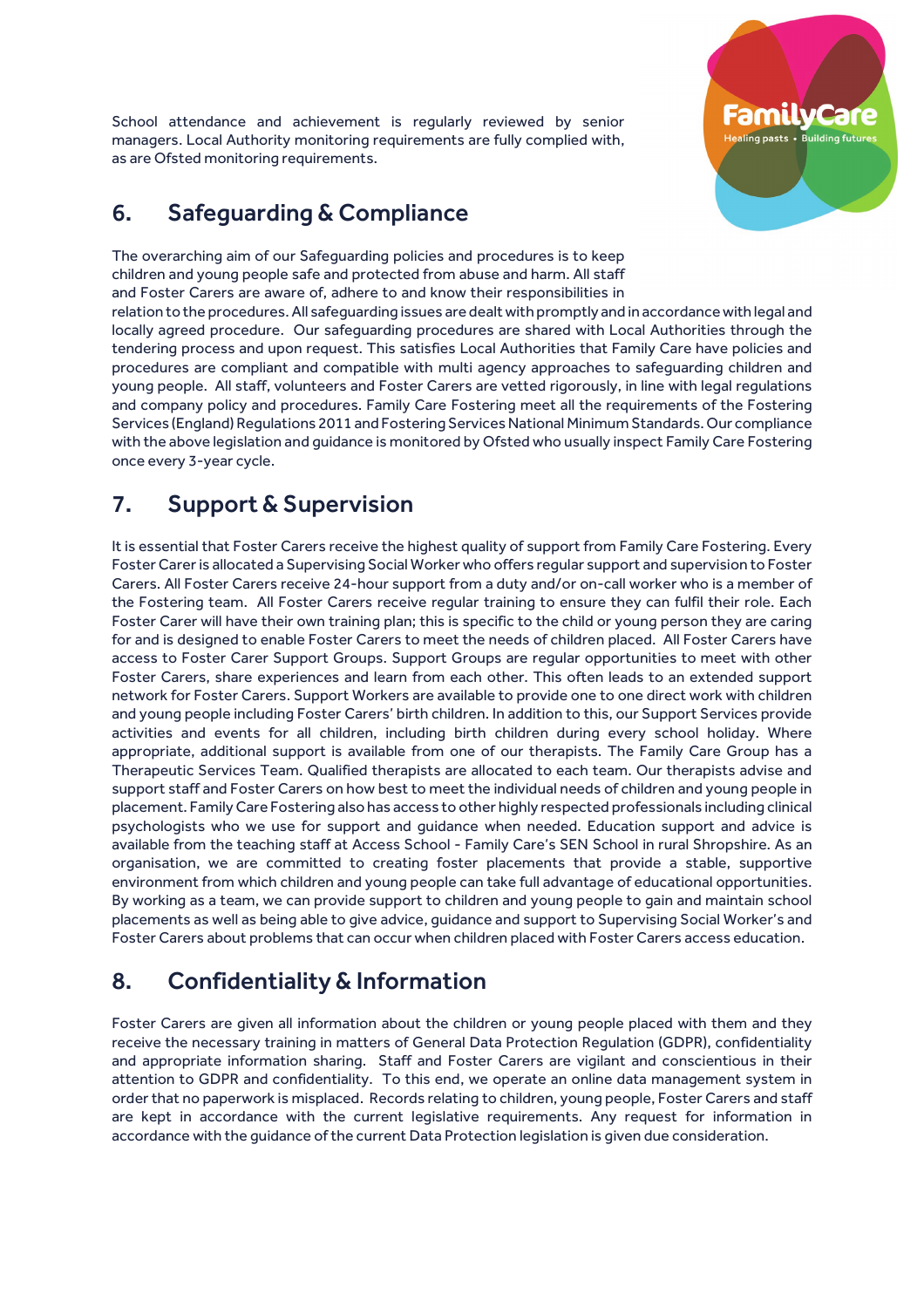School attendance and achievement is regularly reviewed by senior managers. Local Authority monitoring requirements are fully complied with, as are Ofsted monitoring requirements.

## 6. Safeguarding & Compliance

The overarching aim of our Safeguarding policies and procedures is to keep children and young people safe and protected from abuse and harm. All staff and Foster Carers are aware of, adhere to and know their responsibilities in relation to the procedures. All safeguarding issues are dealt with promptly and in accordance with legal and locally agreed procedure. Our safeguarding procedures are shared with Local Authorities through the tendering process and upon request. This satisfies Local Authorities that Family Care have policies and procedures are compliant and compatible with multi agency approaches to safeguarding children and young people. All staff, volunteers and Foster Carers are vetted rigorously, in line with legal regulations and company policy and procedures. Family Care Fostering meet all the requirements of the Fostering Services (England) Regulations 2011 and Fostering Services National Minimum Standards. Our compliance with the above legislation and guidance is monitored by Ofsted who usually inspect Family Care Fostering once every 3-year cycle.

## 7. Support & Supervision

It is essential that Foster Carers receive the highest quality of support from Family Care Fostering. Every Foster Carer is allocated a Supervising Social Worker who offers regular support and supervision to Foster Carers. All Foster Carers receive 24-hour support from a duty and/or on-call worker who is a member of the Fostering team. All Foster Carers receive regular training to ensure they can fulfil their role. Each Foster Carer will have their own training plan; this is specific to the child or young person they are caring for and is designed to enable Foster Carers to meet the needs of children placed. All Foster Carers have access to Foster Carer Support Groups. Support Groups are regular opportunities to meet with other Foster Carers, share experiences and learn from each other. This often leads to an extended support network for Foster Carers. Support Workers are available to provide one to one direct work with children and young people including Foster Carers' birth children. In addition to this, our Support Services provide activities and events for all children, including birth children during every school holiday. Where appropriate, additional support is available from one of our therapists. The Family Care Group has a Therapeutic Services Team. Qualified therapists are allocated to each team. Our therapists advise and support staff and Foster Carers on how best to meet the individual needs of children and young people in placement. Family Care Fostering also has access to other highly respected professionals including clinical psychologists who we use for support and guidance when needed. Education support and advice is available from the teaching staff at Access School - Family Care's SEN School in rural Shropshire. As an organisation, we are committed to creating foster placements that provide a stable, supportive environment from which children and young people can take full advantage of educational opportunities. By working as a team, we can provide support to children and young people to gain and maintain school placements as well as being able to give advice, guidance and support to Supervising Social Worker's and Foster Carers about problems that can occur when children placed with Foster Carers access education.

## 8. Confidentiality & Information

Foster Carers are given all information about the children or young people placed with them and they receive the necessary training in matters of General Data Protection Regulation (GDPR), confidentiality and appropriate information sharing. Staff and Foster Carers are vigilant and conscientious in their attention to GDPR and confidentiality. To this end, we operate an online data management system in order that no paperwork is misplaced. Records relating to children, young people, Foster Carers and staff are kept in accordance with the current legislative requirements. Any request for information in accordance with the guidance of the current Data Protection legislation is given due consideration.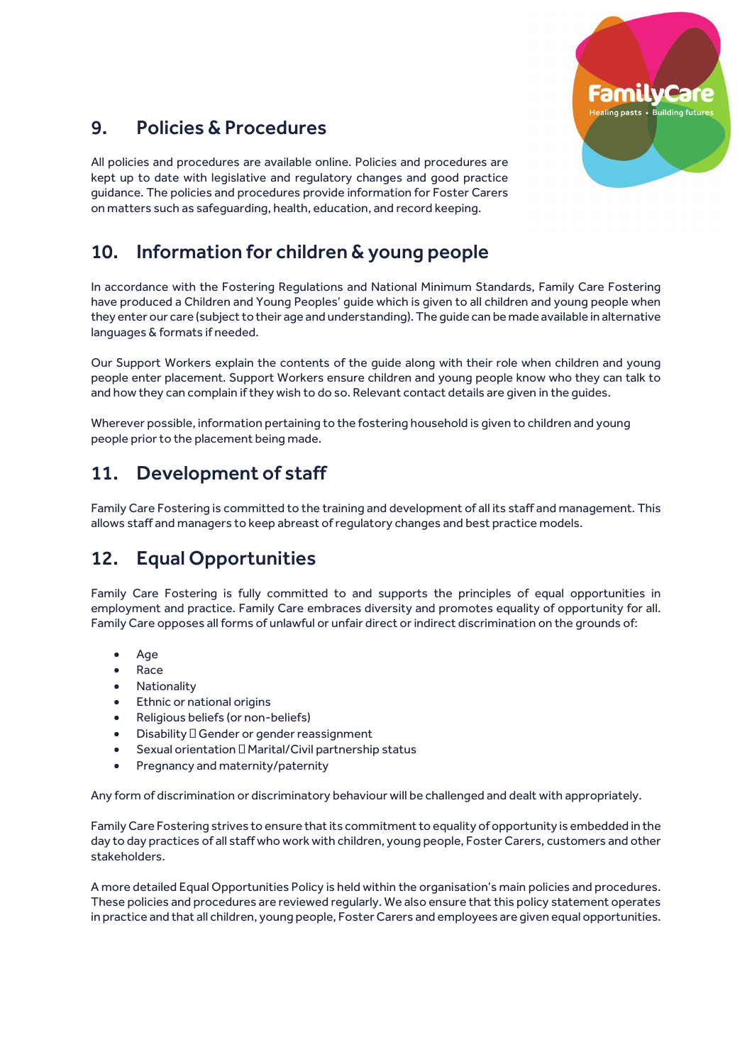## 9. Policies & Procedures

All policies and procedures are available online. Policies and procedures are kept up to date with legislative and regulatory changes and good practice guidance. The policies and procedures provide information for Foster Carers on matters such as safeguarding, health, education, and record keeping.

## 10. Information for children & young people

In accordance with the Fostering Regulations and National Minimum Standards, Family Care Fostering have produced a Children and Young Peoples' guide which is given to all children and young people when they enter our care (subject to their age and understanding). The guide can be made available in alternative languages & formats if needed.

Our Support Workers explain the contents of the guide along with their role when children and young people enter placement. Support Workers ensure children and young people know who they can talk to and how they can complain if they wish to do so. Relevant contact details are given in the guides.

Wherever possible, information pertaining to the fostering household is given to children and young people prior to the placement being made.

## 11. Development of staff

Family Care Fostering is committed to the training and development of all its staff and management. This allows staff and managers to keep abreast of regulatory changes and best practice models.

## 12. Equal Opportunities

Family Care Fostering is fully committed to and supports the principles of equal opportunities in employment and practice. Family Care embraces diversity and promotes equality of opportunity for all. Family Care opposes all forms of unlawful or unfair direct or indirect discrimination on the grounds of:

- Age
- Race
- Nationality
- Ethnic or national origins
- Religious beliefs (or non-beliefs)
- Disability  Gender or gender reassignment
- Sexual orientation  Marital/Civil partnership status
- Pregnancy and maternity/paternity

Any form of discrimination or discriminatory behaviour will be challenged and dealt with appropriately.

Family Care Fostering strives to ensure that its commitment to equality of opportunity is embedded in the day to day practices of all staff who work with children, young people, Foster Carers, customers and other stakeholders.

A more detailed Equal Opportunities Policy is held within the organisation's main policies and procedures. These policies and procedures are reviewed regularly. We also ensure that this policy statement operates in practice and that all children, young people, Foster Carers and employees are given equal opportunities.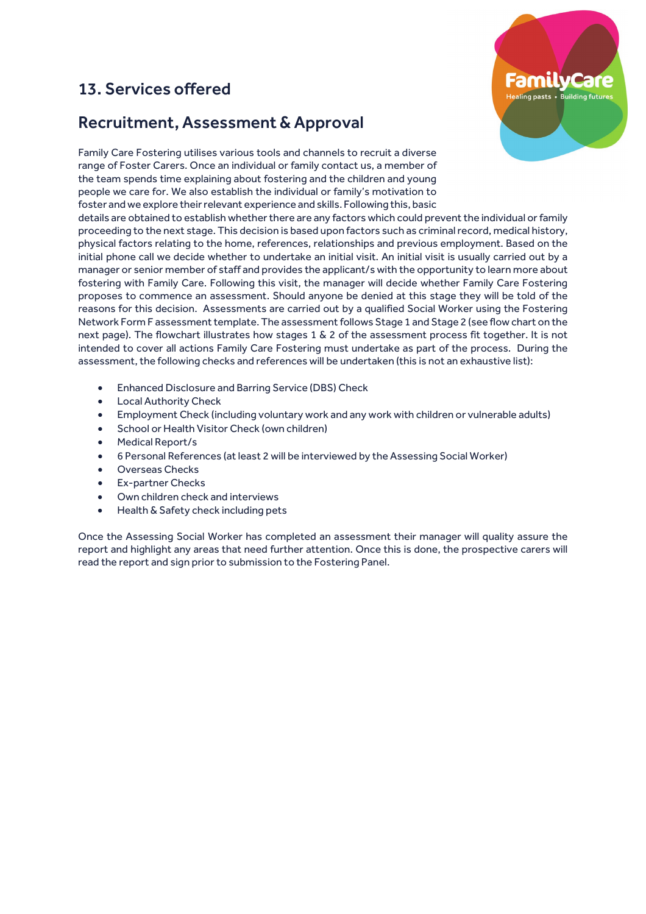## 13. Services offered

## Recruitment, Assessment & Approval

Family Care Fostering utilises various tools and channels to recruit a diverse range of Foster Carers. Once an individual or family contact us, a member of the team spends time explaining about fostering and the children and young people we care for. We also establish the individual or family's motivation to foster and we explore their relevant experience and skills. Following this, basic details are obtained to establish whether there are any factors which could prevent the individual or family proceeding to the next stage. This decision is based upon factors such as criminal record, medical history, physical factors relating to the home, references, relationships and previous employment. Based on the initial phone call we decide whether to undertake an initial visit. An initial visit is usually carried out by a manager or senior member of staff and provides the applicant/s with the opportunity to learn more about fostering with Family Care. Following this visit, the manager will decide whether Family Care Fostering proposes to commence an assessment. Should anyone be denied at this stage they will be told of the reasons for this decision. Assessments are carried out by a qualified Social Worker using the Fostering Network Form F assessment template. The assessment follows Stage 1 and Stage 2 (see flow chart on the next page). The flowchart illustrates how stages 1 & 2 of the assessment process fit together. It is not intended to cover all actions Family Care Fostering must undertake as part of the process. During the assessment, the following checks and references will be undertaken (this is not an exhaustive list):

- Enhanced Disclosure and Barring Service (DBS) Check
- Local Authority Check
- Employment Check (including voluntary work and any work with children or vulnerable adults)
- School or Health Visitor Check (own children)
- Medical Report/s
- 6 Personal References (at least 2 will be interviewed by the Assessing Social Worker)
- Overseas Checks
- Ex-partner Checks
- Own children check and interviews
- Health & Safety check including pets

Once the Assessing Social Worker has completed an assessment their manager will quality assure the report and highlight any areas that need further attention. Once this is done, the prospective carers will read the report and sign prior to submission to the Fostering Panel.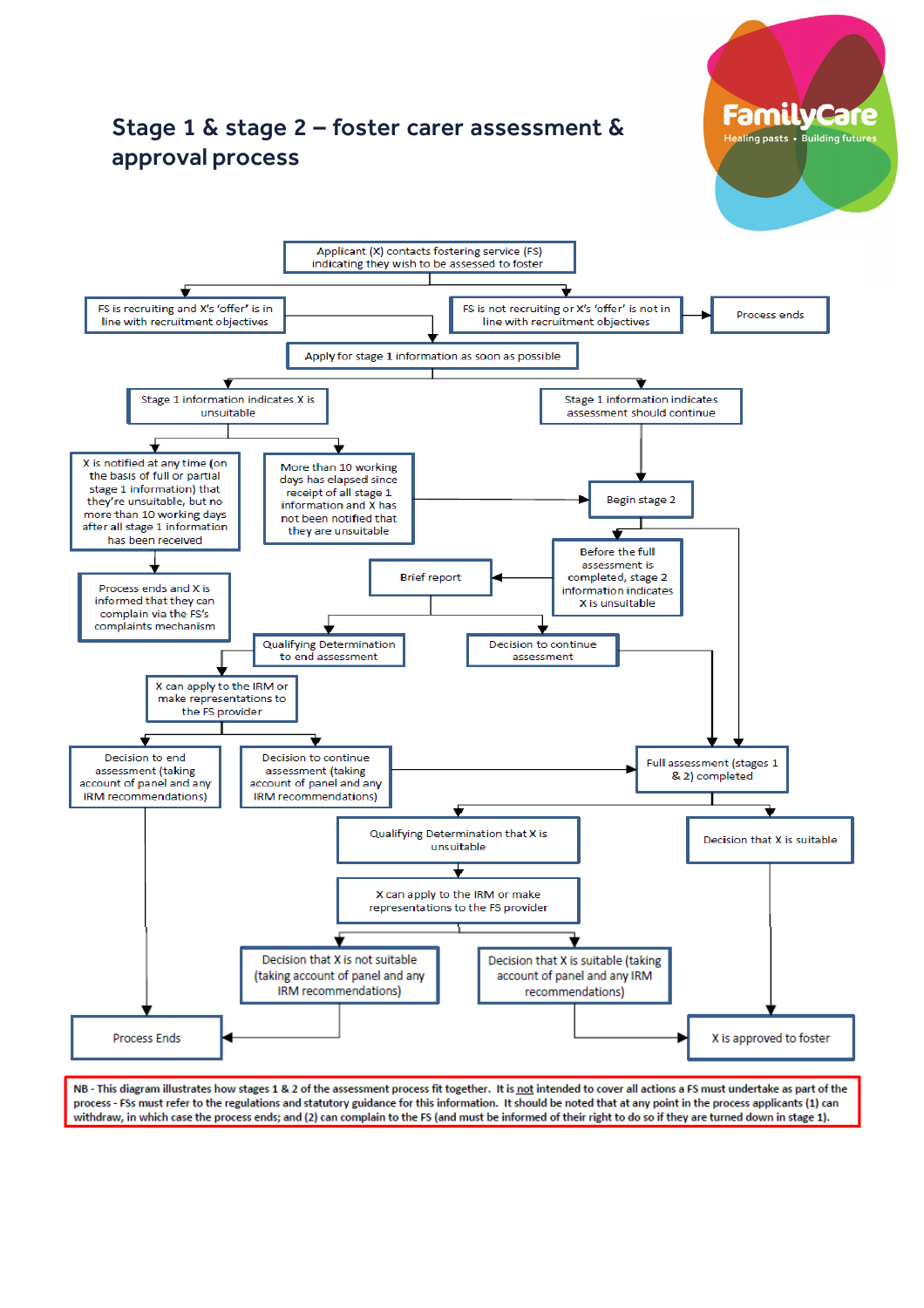## Stage 1 & stage 2 – foster carer assessment & approval process

FamilyCare
Healing pasts • Building futures

Applicant (X) contacts fostering service (FS) indicating they wish to be assessed to foster

FS is recruiting and X's 'offer' is in line with recruitment objectives

FS is not recruiting or X's 'offer' is not in line with recruitment objectives

Process ends

Apply for stage 1 information as soon as possible

Stage 1 information indicates X is unsuitable

Stage 1 information indicates assessment should continue

X is notified at any time (on the basis of full or partial stage 1 information) that they're unsuitable, but no more than 10 working days after all stage 1 information has been received

More than 10 working days has elapsed since receipt of all stage 1 information and X has not been notified that they are unsuitable

Begin stage 2

Process ends and X is informed that they can complain via the FS's complaints mechanism

Brief report

Before the full assessment is completed, stage 2 information indicates X is unsuitable

Qualifying Determination to end assessment

Decision to continue assessment

X can apply to the IRM or make representations to the FS provider

Decision to end assessment (taking account of panel and any IRM recommendations)

Decision to continue assessment (taking account of panel and any IRM recommendations)

Full assessment (stages 1 & 2) completed

Qualifying Determination that X is unsuitable

Decision that X is suitable

X can apply to the IRM or make representations to the FS provider

Decision that X is not suitable (taking account of panel and any IRM recommendations)

Decision that X is suitable (taking account of panel and any IRM recommendations)

Process Ends

X is approved to foster

**NB - This diagram illustrates how stages 1 & 2 of the assessment process fit together. It is not intended to cover all actions a FS must undertake as part of the process - FSs must refer to the regulations and statutory guidance for this information. It should be noted that at any point in the process applicants (1) can withdraw, in which case the process ends; and (2) can complain to the FS (and must be informed of their right to do so if they are turned down in stage 1).**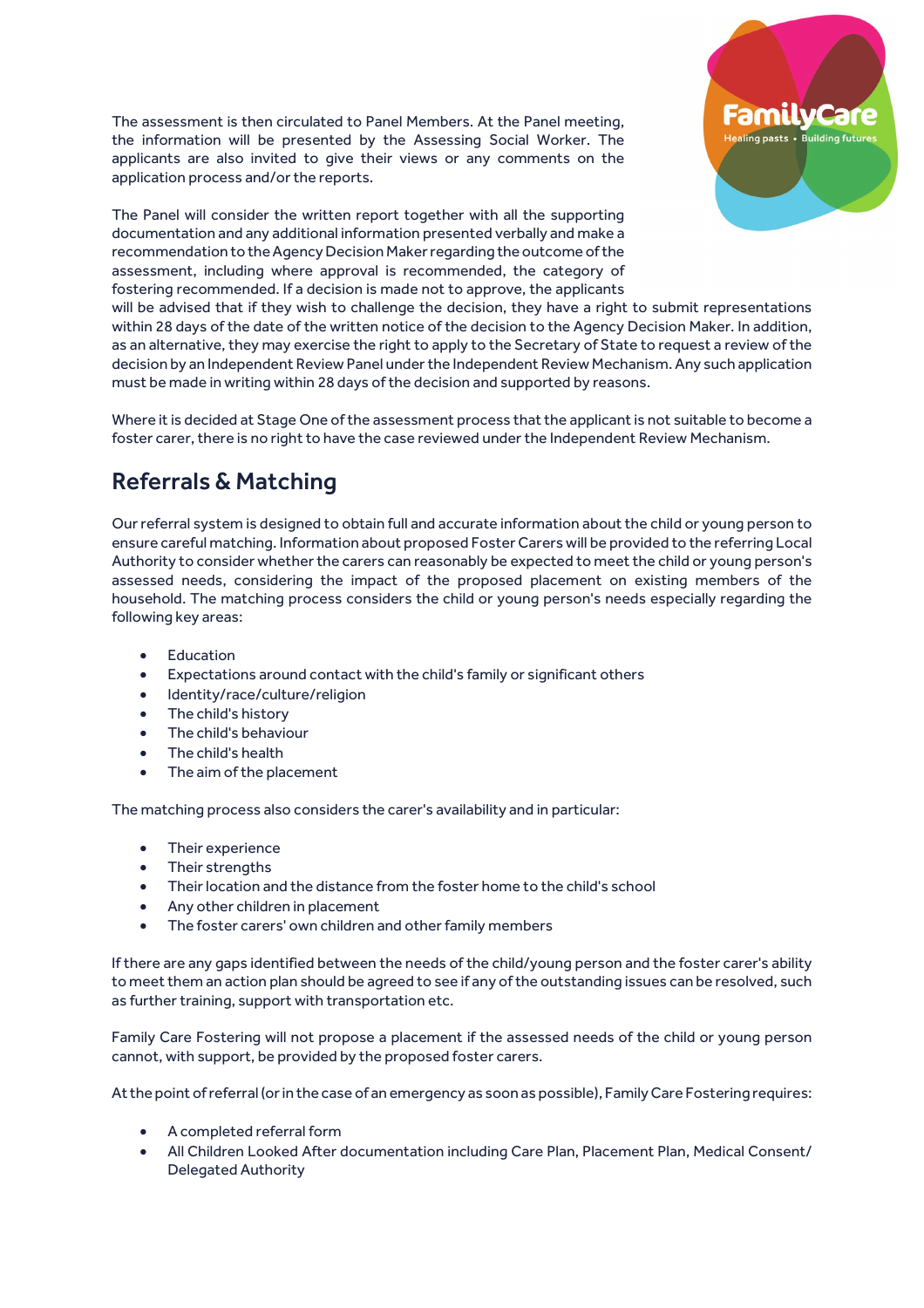The assessment is then circulated to Panel Members. At the Panel meeting, the information will be presented by the Assessing Social Worker. The applicants are also invited to give their views or any comments on the application process and/or the reports.

The Panel will consider the written report together with all the supporting documentation and any additional information presented verbally and make a recommendation to the Agency Decision Maker regarding the outcome of the assessment, including where approval is recommended, the category of fostering recommended. If a decision is made not to approve, the applicants will be advised that if they wish to challenge the decision, they have a right to submit representations within 28 days of the date of the written notice of the decision to the Agency Decision Maker. In addition, as an alternative, they may exercise the right to apply to the Secretary of State to request a review of the decision by an Independent Review Panel under the Independent Review Mechanism. Any such application must be made in writing within 28 days of the decision and supported by reasons.

Where it is decided at Stage One of the assessment process that the applicant is not suitable to become a foster carer, there is no right to have the case reviewed under the Independent Review Mechanism.

## Referrals & Matching

Our referral system is designed to obtain full and accurate information about the child or young person to ensure careful matching. Information about proposed Foster Carers will be provided to the referring Local Authority to consider whether the carers can reasonably be expected to meet the child or young person's assessed needs, considering the impact of the proposed placement on existing members of the household. The matching process considers the child or young person's needs especially regarding the following key areas:

- Education
- Expectations around contact with the child's family or significant others
- Identity/race/culture/religion
- The child's history
- The child's behaviour
- The child's health
- The aim of the placement

The matching process also considers the carer's availability and in particular:

- Their experience
- Their strengths
- Their location and the distance from the foster home to the child's school
- Any other children in placement
- The foster carers' own children and other family members

If there are any gaps identified between the needs of the child/young person and the foster carer's ability to meet them an action plan should be agreed to see if any of the outstanding issues can be resolved, such as further training, support with transportation etc.

Family Care Fostering will not propose a placement if the assessed needs of the child or young person cannot, with support, be provided by the proposed foster carers.

At the point of referral (or in the case of an emergency as soon as possible), Family Care Fostering requires:

- A completed referral form
- All Children Looked After documentation including Care Plan, Placement Plan, Medical Consent/ Delegated Authority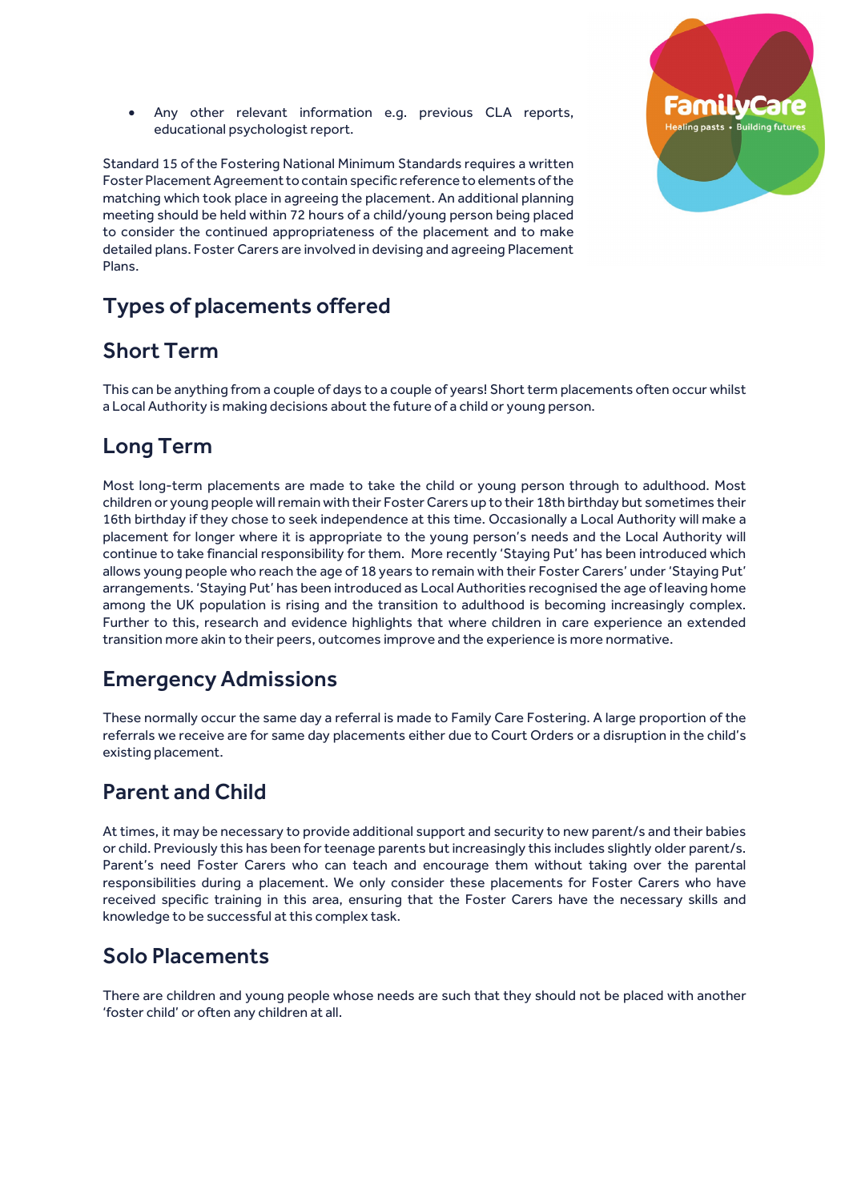- Any other relevant information e.g. previous CLA reports, educational psychologist report.

Standard 15 of the Fostering National Minimum Standards requires a written Foster Placement Agreement to contain specific reference to elements of the matching which took place in agreeing the placement. An additional planning meeting should be held within 72 hours of a child/young person being placed to consider the continued appropriateness of the placement and to make detailed plans. Foster Carers are involved in devising and agreeing Placement Plans.

## Types of placements offered

### Short Term

This can be anything from a couple of days to a couple of years! Short term placements often occur whilst a Local Authority is making decisions about the future of a child or young person.

### Long Term

Most long-term placements are made to take the child or young person through to adulthood. Most children or young people will remain with their Foster Carers up to their 18th birthday but sometimes their 16th birthday if they chose to seek independence at this time. Occasionally a Local Authority will make a placement for longer where it is appropriate to the young person's needs and the Local Authority will continue to take financial responsibility for them. More recently 'Staying Put' has been introduced which allows young people who reach the age of 18 years to remain with their Foster Carers' under 'Staying Put' arrangements. 'Staying Put' has been introduced as Local Authorities recognised the age of leaving home among the UK population is rising and the transition to adulthood is becoming increasingly complex. Further to this, research and evidence highlights that where children in care experience an extended transition more akin to their peers, outcomes improve and the experience is more normative.

### Emergency Admissions

These normally occur the same day a referral is made to Family Care Fostering. A large proportion of the referrals we receive are for same day placements either due to Court Orders or a disruption in the child's existing placement.

### Parent and Child

At times, it may be necessary to provide additional support and security to new parent/s and their babies or child. Previously this has been for teenage parents but increasingly this includes slightly older parent/s. Parent's need Foster Carers who can teach and encourage them without taking over the parental responsibilities during a placement. We only consider these placements for Foster Carers who have received specific training in this area, ensuring that the Foster Carers have the necessary skills and knowledge to be successful at this complex task.

### Solo Placements

There are children and young people whose needs are such that they should not be placed with another 'foster child' or often any children at all.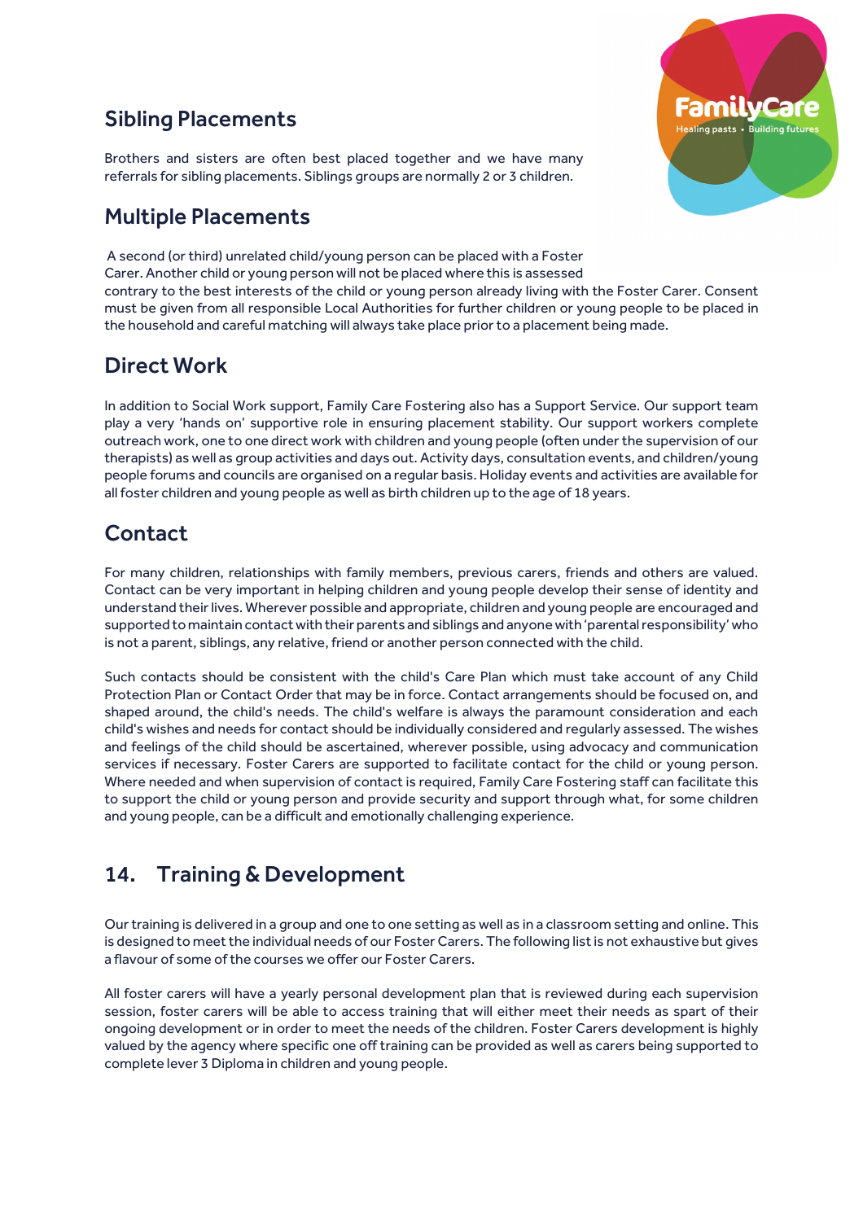## Sibling Placements

Brothers and sisters are often best placed together and we have many referrals for sibling placements. Siblings groups are normally 2 or 3 children.

## Multiple Placements

A second (or third) unrelated child/young person can be placed with a Foster Carer. Another child or young person will not be placed where this is assessed contrary to the best interests of the child or young person already living with the Foster Carer. Consent must be given from all responsible Local Authorities for further children or young people to be placed in the household and careful matching will always take place prior to a placement being made.

## Direct Work

In addition to Social Work support, Family Care Fostering also has a Support Service. Our support team play a very 'hands on' supportive role in ensuring placement stability. Our support workers complete outreach work, one to one direct work with children and young people (often under the supervision of our therapists) as well as group activities and days out. Activity days, consultation events, and children/young people forums and councils are organised on a regular basis. Holiday events and activities are available for all foster children and young people as well as birth children up to the age of 18 years.

## Contact

For many children, relationships with family members, previous carers, friends and others are valued. Contact can be very important in helping children and young people develop their sense of identity and understand their lives. Wherever possible and appropriate, children and young people are encouraged and supported to maintain contact with their parents and siblings and anyone with 'parental responsibility' who is not a parent, siblings, any relative, friend or another person connected with the child.

Such contacts should be consistent with the child's Care Plan which must take account of any Child Protection Plan or Contact Order that may be in force. Contact arrangements should be focused on, and shaped around, the child's needs. The child's welfare is always the paramount consideration and each child's wishes and needs for contact should be individually considered and regularly assessed. The wishes and feelings of the child should be ascertained, wherever possible, using advocacy and communication services if necessary. Foster Carers are supported to facilitate contact for the child or young person. Where needed and when supervision of contact is required, Family Care Fostering staff can facilitate this to support the child or young person and provide security and support through what, for some children and young people, can be a difficult and emotionally challenging experience.

## 14. Training & Development

Our training is delivered in a group and one to one setting as well as in a classroom setting and online. This is designed to meet the individual needs of our Foster Carers. The following list is not exhaustive but gives a flavour of some of the courses we offer our Foster Carers.

All foster carers will have a yearly personal development plan that is reviewed during each supervision session, foster carers will be able to access training that will either meet their needs as spart of their ongoing development or in order to meet the needs of the children. Foster Carers development is highly valued by the agency where specific one off training can be provided as well as carers being supported to complete lever 3 Diploma in children and young people.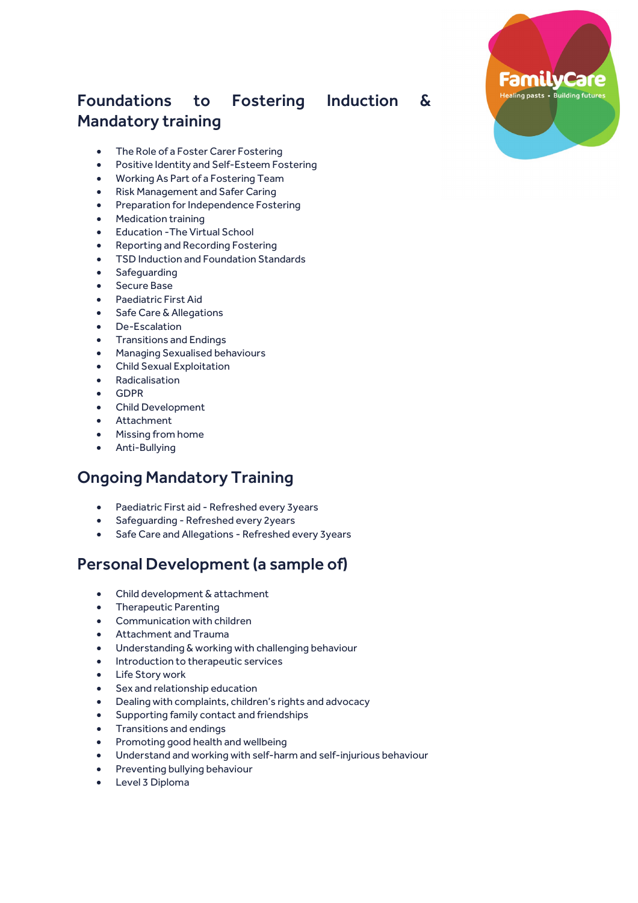## Foundations to Fostering Induction & Mandatory training

- The Role of a Foster Carer Fostering
- Positive Identity and Self-Esteem Fostering
- Working As Part of a Fostering Team
- Risk Management and Safer Caring
- Preparation for Independence Fostering
- Medication training
- Education -The Virtual School
- Reporting and Recording Fostering
- TSD Induction and Foundation Standards
- Safeguarding
- Secure Base
- Paediatric First Aid
- Safe Care & Allegations
- De-Escalation
- Transitions and Endings
- Managing Sexualised behaviours
- Child Sexual Exploitation
- Radicalisation
- GDPR
- Child Development
- Attachment
- Missing from home
- Anti-Bullying

## Ongoing Mandatory Training

- Paediatric First aid - Refreshed every 3years
- Safeguarding - Refreshed every 2years
- Safe Care and Allegations - Refreshed every 3years

## Personal Development (a sample of)

- Child development & attachment
- Therapeutic Parenting
- Communication with children
- Attachment and Trauma
- Understanding & working with challenging behaviour
- Introduction to therapeutic services
- Life Story work
- Sex and relationship education
- Dealing with complaints, children's rights and advocacy
- Supporting family contact and friendships
- Transitions and endings
- Promoting good health and wellbeing
- Understand and working with self-harm and self-injurious behaviour
- Preventing bullying behaviour
- Level 3 Diploma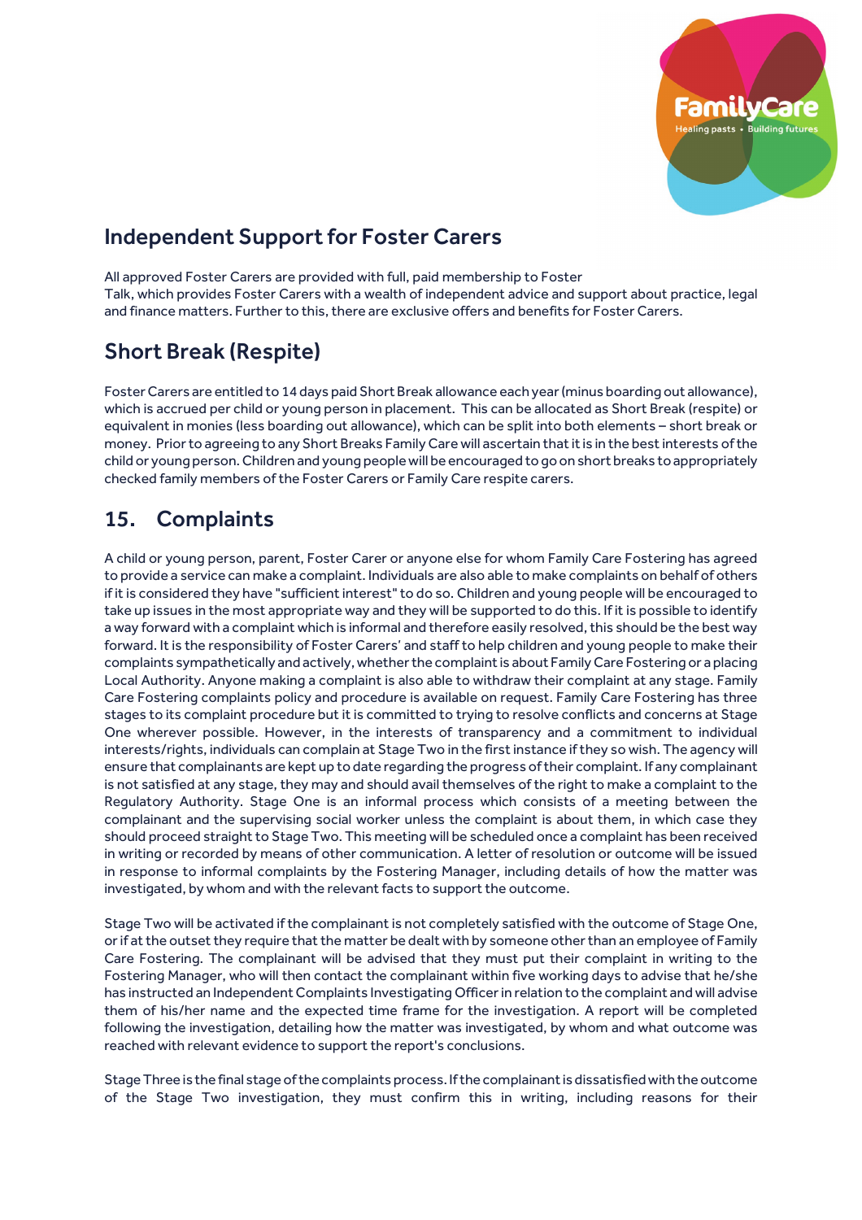## Independent Support for Foster Carers

All approved Foster Carers are provided with full, paid membership to Foster Talk, which provides Foster Carers with a wealth of independent advice and support about practice, legal and finance matters. Further to this, there are exclusive offers and benefits for Foster Carers.

## Short Break (Respite)

Foster Carers are entitled to 14 days paid Short Break allowance each year (minus boarding out allowance), which is accrued per child or young person in placement. This can be allocated as Short Break (respite) or equivalent in monies (less boarding out allowance), which can be split into both elements – short break or money. Prior to agreeing to any Short Breaks Family Care will ascertain that it is in the best interests of the child or young person. Children and young people will be encouraged to go on short breaks to appropriately checked family members of the Foster Carers or Family Care respite carers.

## 15. Complaints

A child or young person, parent, Foster Carer or anyone else for whom Family Care Fostering has agreed to provide a service can make a complaint. Individuals are also able to make complaints on behalf of others if it is considered they have "sufficient interest" to do so. Children and young people will be encouraged to take up issues in the most appropriate way and they will be supported to do this. If it is possible to identify a way forward with a complaint which is informal and therefore easily resolved, this should be the best way forward. It is the responsibility of Foster Carers' and staff to help children and young people to make their complaints sympathetically and actively, whether the complaint is about Family Care Fostering or a placing Local Authority. Anyone making a complaint is also able to withdraw their complaint at any stage. Family Care Fostering complaints policy and procedure is available on request. Family Care Fostering has three stages to its complaint procedure but it is committed to trying to resolve conflicts and concerns at Stage One wherever possible. However, in the interests of transparency and a commitment to individual interests/rights, individuals can complain at Stage Two in the first instance if they so wish. The agency will ensure that complainants are kept up to date regarding the progress of their complaint. If any complainant is not satisfied at any stage, they may and should avail themselves of the right to make a complaint to the Regulatory Authority. Stage One is an informal process which consists of a meeting between the complainant and the supervising social worker unless the complaint is about them, in which case they should proceed straight to Stage Two. This meeting will be scheduled once a complaint has been received in writing or recorded by means of other communication. A letter of resolution or outcome will be issued in response to informal complaints by the Fostering Manager, including details of how the matter was investigated, by whom and with the relevant facts to support the outcome.

Stage Two will be activated if the complainant is not completely satisfied with the outcome of Stage One, or if at the outset they require that the matter be dealt with by someone other than an employee of Family Care Fostering. The complainant will be advised that they must put their complaint in writing to the Fostering Manager, who will then contact the complainant within five working days to advise that he/she has instructed an Independent Complaints Investigating Officer in relation to the complaint and will advise them of his/her name and the expected time frame for the investigation. A report will be completed following the investigation, detailing how the matter was investigated, by whom and what outcome was reached with relevant evidence to support the report's conclusions.

Stage Three is the final stage of the complaints process. If the complainant is dissatisfied with the outcome of the Stage Two investigation, they must confirm this in writing, including reasons for their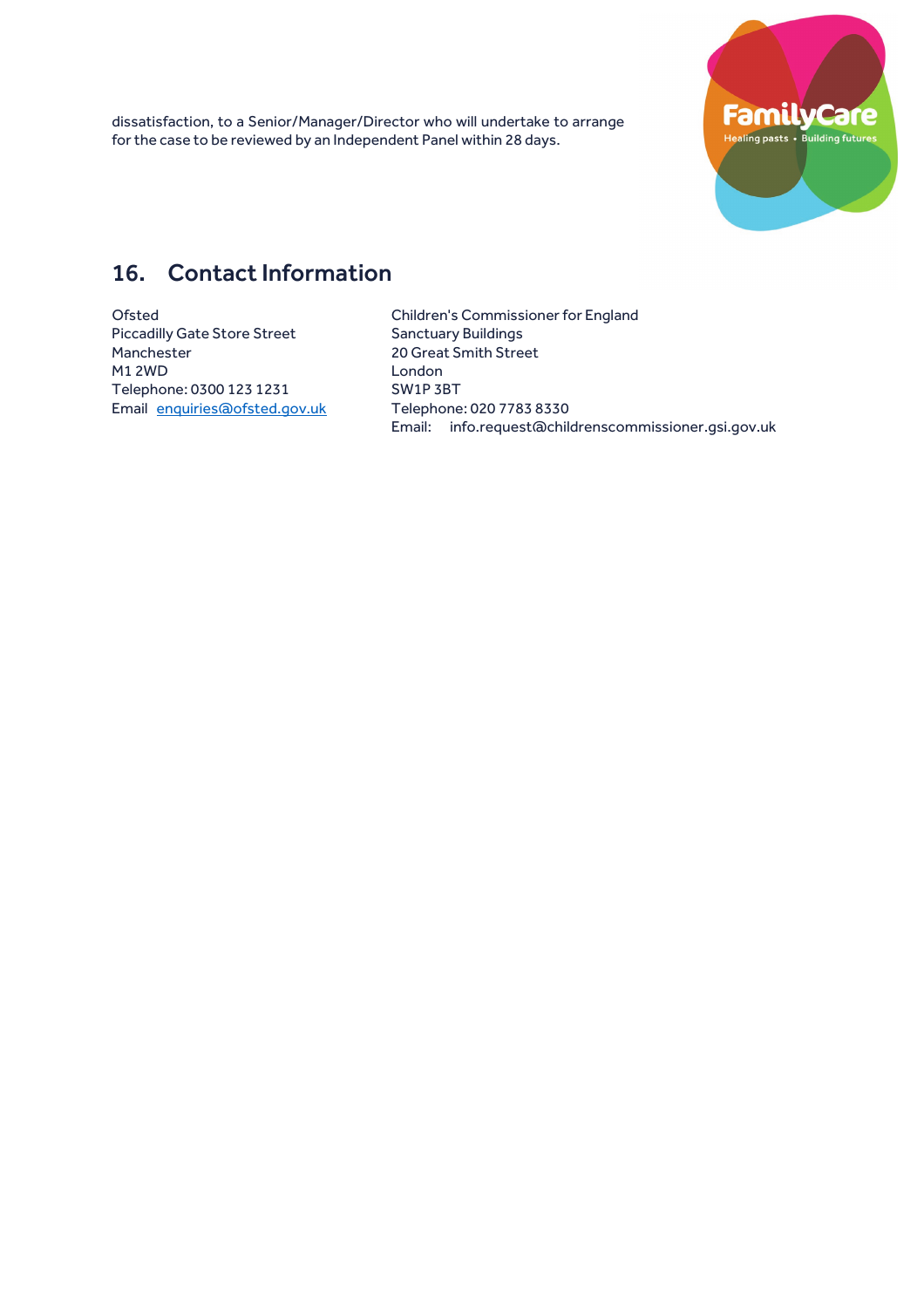dissatisfaction, to a Senior/Manager/Director who will undertake to arrange for the case to be reviewed by an Independent Panel within 28 days.

## 16. Contact Information

Ofsted
Piccadilly Gate Store Street
Manchester
M1 2WD
Telephone: 0300 123 1231
Email enquiries@ofsted.gov.uk

Children's Commissioner for England
Sanctuary Buildings
20 Great Smith Street
London
SW1P 3BT
Telephone: 020 7783 8330
Email: info.request@childrenscommissioner.gsi.gov.uk